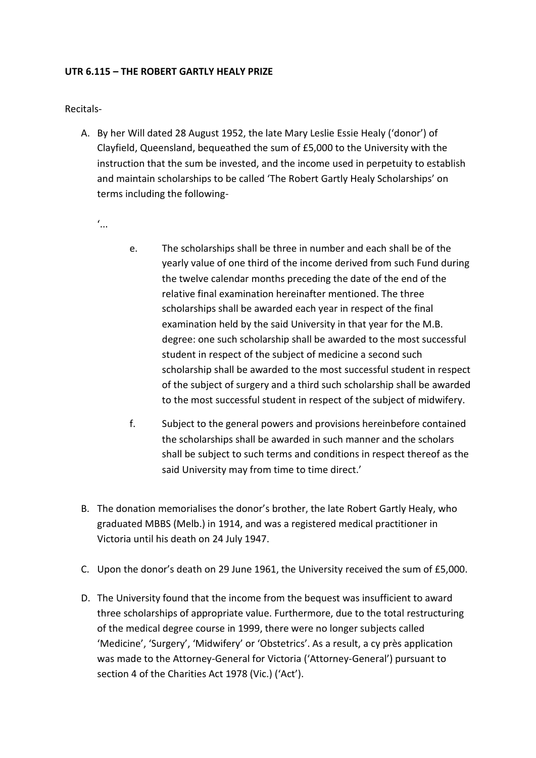**UTR 6.115 – THE ROBERT GARTLY HEALY PRIZE**

Recitals-

A. By her Will dated 28 August 1952, the late Mary Leslie Essie Healy ('donor') of Clayfield, Queensland, bequeathed the sum of £5,000 to the University with the instruction that the sum be invested, and the income used in perpetuity to establish and maintain scholarships to be called 'The Robert Gartly Healy Scholarships' on terms including the following-

   '...

   e. The scholarships shall be three in number and each shall be of the yearly value of one third of the income derived from such Fund during the twelve calendar months preceding the date of the end of the relative final examination hereinafter mentioned. The three scholarships shall be awarded each year in respect of the final examination held by the said University in that year for the M.B. degree: one such scholarship shall be awarded to the most successful student in respect of the subject of medicine a second such scholarship shall be awarded to the most successful student in respect of the subject of surgery and a third such scholarship shall be awarded to the most successful student in respect of the subject of midwifery.

   f. Subject to the general powers and provisions hereinbefore contained the scholarships shall be awarded in such manner and the scholars shall be subject to such terms and conditions in respect thereof as the said University may from time to time direct.'

B. The donation memorialises the donor's brother, the late Robert Gartly Healy, who graduated MBBS (Melb.) in 1914, and was a registered medical practitioner in Victoria until his death on 24 July 1947.

C. Upon the donor's death on 29 June 1961, the University received the sum of £5,000.

D. The University found that the income from the bequest was insufficient to award three scholarships of appropriate value. Furthermore, due to the total restructuring of the medical degree course in 1999, there were no longer subjects called 'Medicine', 'Surgery', 'Midwifery' or 'Obstetrics'. As a result, a cy près application was made to the Attorney-General for Victoria ('Attorney-General') pursuant to section 4 of the Charities Act 1978 (Vic.) ('Act').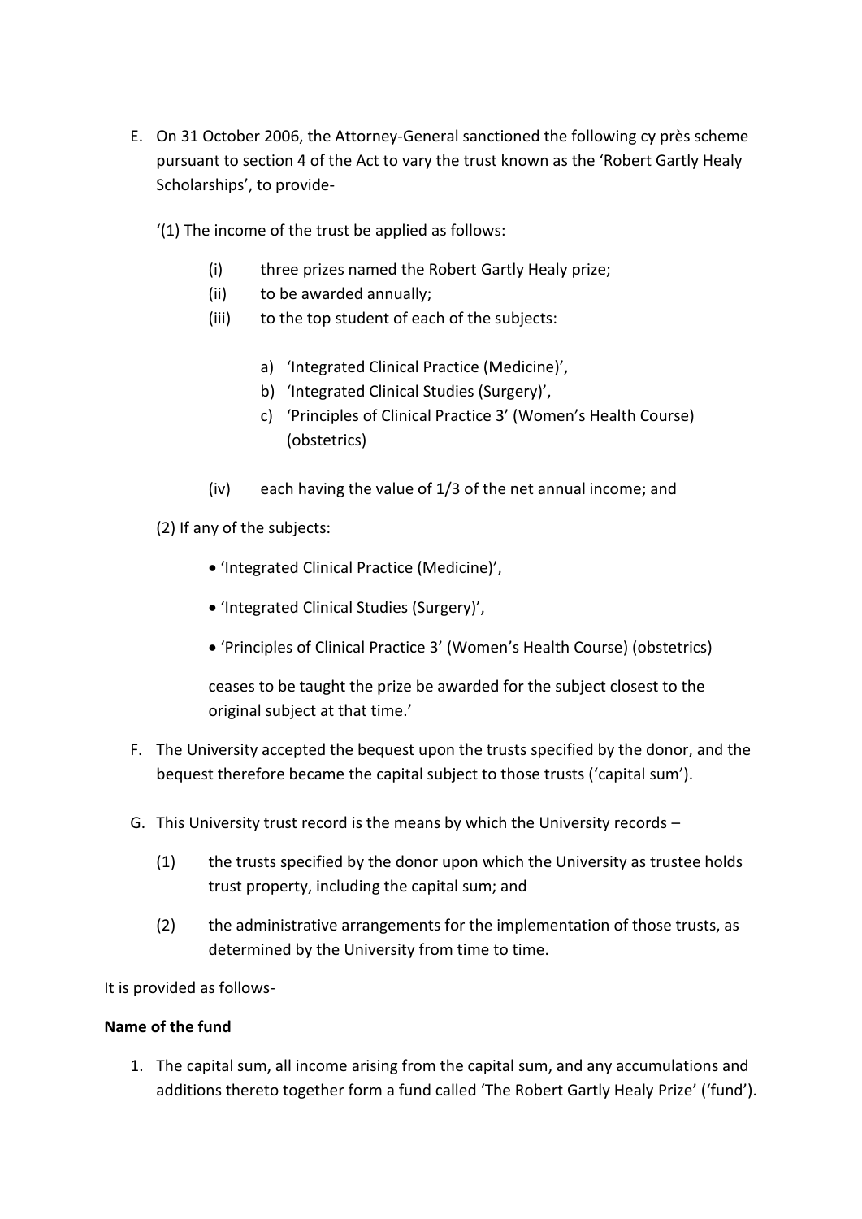E. On 31 October 2006, the Attorney-General sanctioned the following cy près scheme pursuant to section 4 of the Act to vary the trust known as the 'Robert Gartly Healy Scholarships', to provide-

   '(1) The income of the trust be applied as follows:

   (i) three prizes named the Robert Gartly Healy prize;
   (ii) to be awarded annually;
   (iii) to the top student of each of the subjects:

      a) 'Integrated Clinical Practice (Medicine)',
      b) 'Integrated Clinical Studies (Surgery)',
      c) 'Principles of Clinical Practice 3' (Women's Health Course) (obstetrics)

   (iv) each having the value of 1/3 of the net annual income; and

   (2) If any of the subjects:

   - 'Integrated Clinical Practice (Medicine)',
   - 'Integrated Clinical Studies (Surgery)',
   - 'Principles of Clinical Practice 3' (Women's Health Course) (obstetrics)

   ceases to be taught the prize be awarded for the subject closest to the original subject at that time.'

F. The University accepted the bequest upon the trusts specified by the donor, and the bequest therefore became the capital subject to those trusts ('capital sum').

G. This University trust record is the means by which the University records –

   (1) the trusts specified by the donor upon which the University as trustee holds trust property, including the capital sum; and

   (2) the administrative arrangements for the implementation of those trusts, as determined by the University from time to time.

It is provided as follows-

**Name of the fund**

1. The capital sum, all income arising from the capital sum, and any accumulations and additions thereto together form a fund called 'The Robert Gartly Healy Prize' ('fund').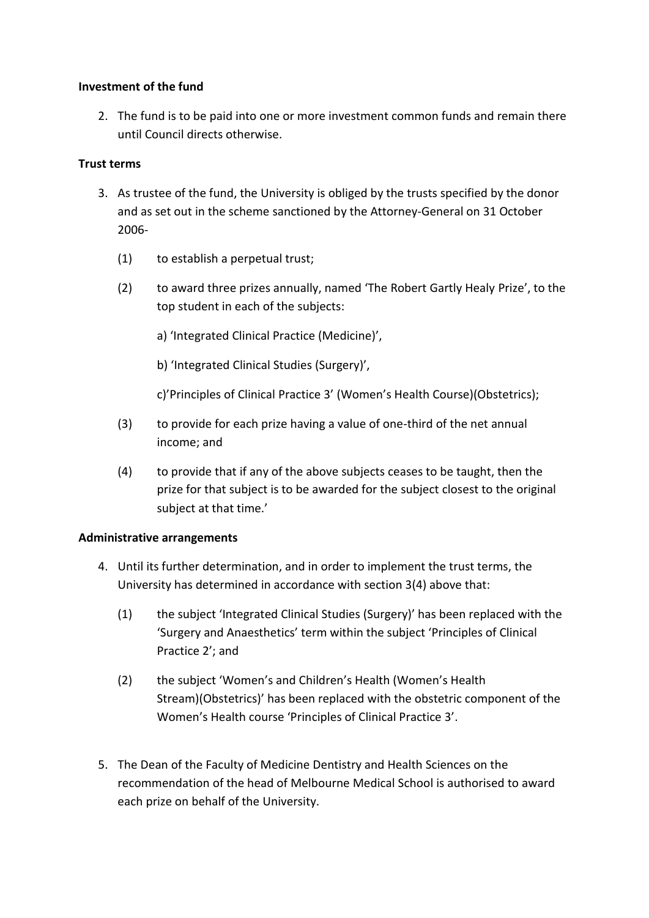**Investment of the fund**

2. The fund is to be paid into one or more investment common funds and remain there until Council directs otherwise.

**Trust terms**

3. As trustee of the fund, the University is obliged by the trusts specified by the donor and as set out in the scheme sanctioned by the Attorney-General on 31 October 2006-

   (1) to establish a perpetual trust;

   (2) to award three prizes annually, named 'The Robert Gartly Healy Prize', to the top student in each of the subjects:

      a) 'Integrated Clinical Practice (Medicine)',

      b) 'Integrated Clinical Studies (Surgery)',

      c)'Principles of Clinical Practice 3' (Women's Health Course)(Obstetrics);

   (3) to provide for each prize having a value of one-third of the net annual income; and

   (4) to provide that if any of the above subjects ceases to be taught, then the prize for that subject is to be awarded for the subject closest to the original subject at that time.'

**Administrative arrangements**

4. Until its further determination, and in order to implement the trust terms, the University has determined in accordance with section 3(4) above that:

   (1) the subject 'Integrated Clinical Studies (Surgery)' has been replaced with the 'Surgery and Anaesthetics' term within the subject 'Principles of Clinical Practice 2'; and

   (2) the subject 'Women's and Children's Health (Women's Health Stream)(Obstetrics)' has been replaced with the obstetric component of the Women's Health course 'Principles of Clinical Practice 3'.

5. The Dean of the Faculty of Medicine Dentistry and Health Sciences on the recommendation of the head of Melbourne Medical School is authorised to award each prize on behalf of the University.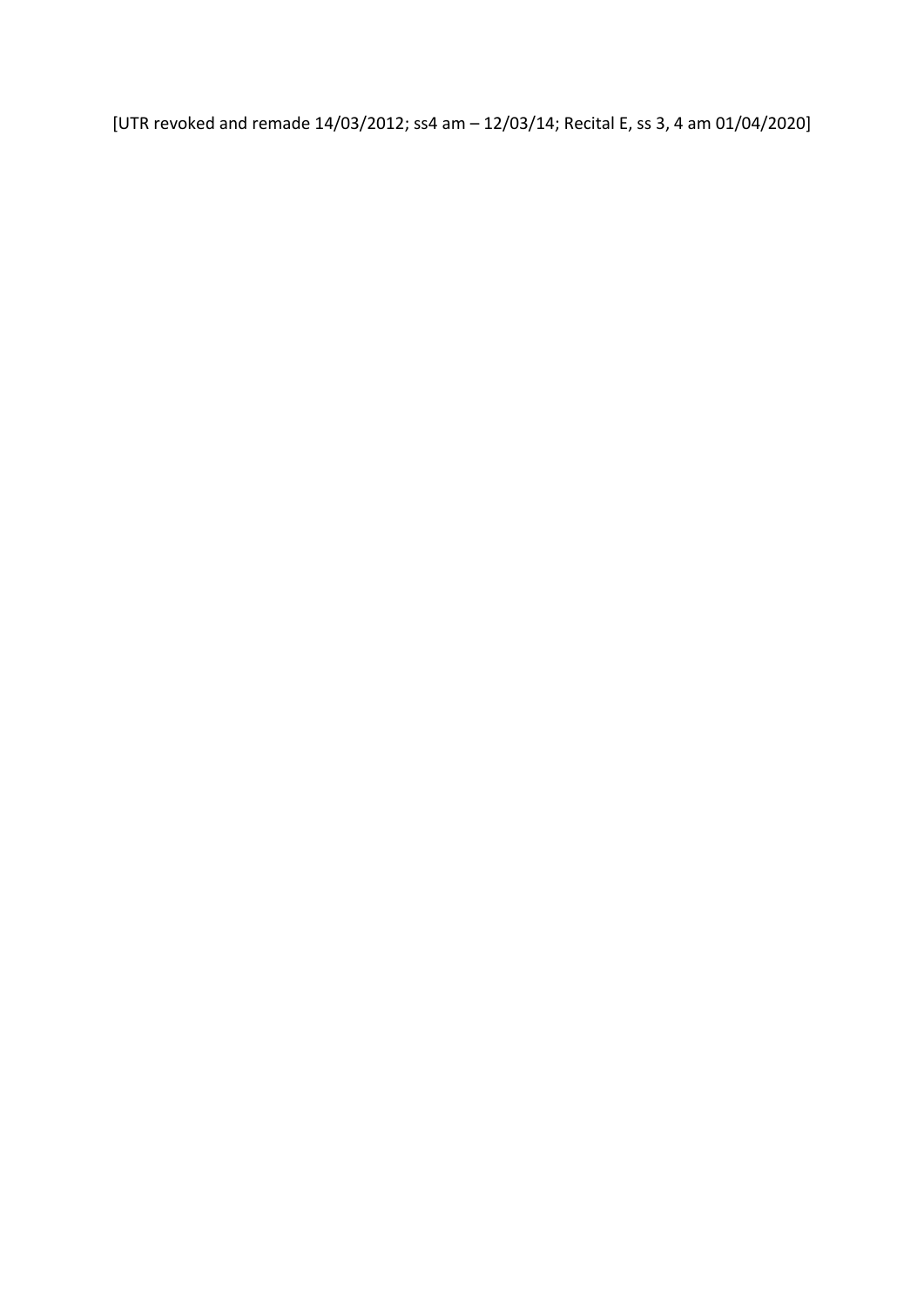[UTR revoked and remade 14/03/2012; ss4 am – 12/03/14; Recital E, ss 3, 4 am 01/04/2020]